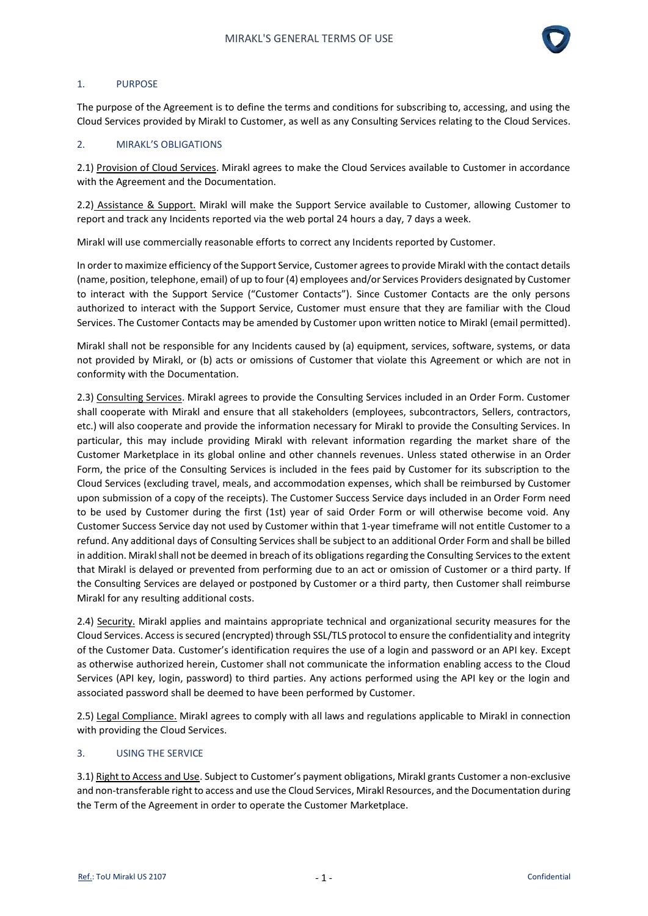## 1. PURPOSE

The purpose of the Agreement is to define the terms and conditions for subscribing to, accessing, and using the Cloud Services provided by Mirakl to Customer, as well as any Consulting Services relating to the Cloud Services.

## 2. MIRAKL'S OBLIGATIONS

2.1) Provision of Cloud Services. Mirakl agrees to make the Cloud Services available to Customer in accordance with the Agreement and the Documentation.

2.2) Assistance & Support. Mirakl will make the Support Service available to Customer, allowing Customer to report and track any Incidents reported via the web portal 24 hours a day, 7 days a week.

Mirakl will use commercially reasonable efforts to correct any Incidents reported by Customer.

In order to maximize efficiency of the Support Service, Customer agrees to provide Mirakl with the contact details (name, position, telephone, email) of up to four (4) employees and/or Services Providers designated by Customer to interact with the Support Service ("Customer Contacts"). Since Customer Contacts are the only persons authorized to interact with the Support Service, Customer must ensure that they are familiar with the Cloud Services. The Customer Contacts may be amended by Customer upon written notice to Mirakl (email permitted).

Mirakl shall not be responsible for any Incidents caused by (a) equipment, services, software, systems, or data not provided by Mirakl, or (b) acts or omissions of Customer that violate this Agreement or which are not in conformity with the Documentation.

2.3) Consulting Services. Mirakl agrees to provide the Consulting Services included in an Order Form. Customer shall cooperate with Mirakl and ensure that all stakeholders (employees, subcontractors, Sellers, contractors, etc.) will also cooperate and provide the information necessary for Mirakl to provide the Consulting Services. In particular, this may include providing Mirakl with relevant information regarding the market share of the Customer Marketplace in its global online and other channels revenues. Unless stated otherwise in an Order Form, the price of the Consulting Services is included in the fees paid by Customer for its subscription to the Cloud Services (excluding travel, meals, and accommodation expenses, which shall be reimbursed by Customer upon submission of a copy of the receipts). The Customer Success Service days included in an Order Form need to be used by Customer during the first (1st) year of said Order Form or will otherwise become void. Any Customer Success Service day not used by Customer within that 1-year timeframe will not entitle Customer to a refund. Any additional days of Consulting Services shall be subject to an additional Order Form and shall be billed in addition. Mirakl shall not be deemed in breach of its obligations regarding the Consulting Services to the extent that Mirakl is delayed or prevented from performing due to an act or omission of Customer or a third party. If the Consulting Services are delayed or postponed by Customer or a third party, then Customer shall reimburse Mirakl for any resulting additional costs.

2.4) Security. Mirakl applies and maintains appropriate technical and organizational security measures for the Cloud Services. Access is secured (encrypted) through SSL/TLS protocol to ensure the confidentiality and integrity of the Customer Data. Customer's identification requires the use of a login and password or an API key. Except as otherwise authorized herein, Customer shall not communicate the information enabling access to the Cloud Services (API key, login, password) to third parties. Any actions performed using the API key or the login and associated password shall be deemed to have been performed by Customer.

2.5) Legal Compliance. Mirakl agrees to comply with all laws and regulations applicable to Mirakl in connection with providing the Cloud Services.

## 3. USING THE SERVICE

3.1) Right to Access and Use. Subject to Customer's payment obligations, Mirakl grants Customer a non-exclusive and non-transferable right to access and use the Cloud Services, Mirakl Resources, and the Documentation during the Term of the Agreement in order to operate the Customer Marketplace.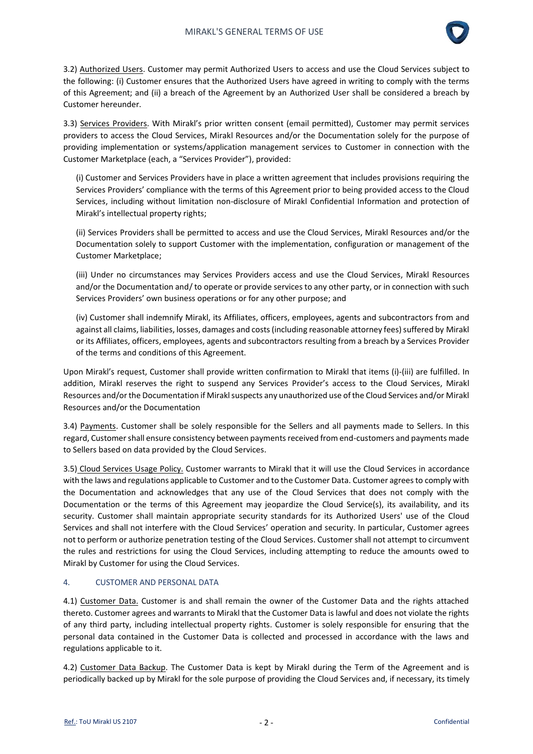3.2) Authorized Users. Customer may permit Authorized Users to access and use the Cloud Services subject to the following: (i) Customer ensures that the Authorized Users have agreed in writing to comply with the terms of this Agreement; and (ii) a breach of the Agreement by an Authorized User shall be considered a breach by Customer hereunder.

3.3) Services Providers. With Mirakl's prior written consent (email permitted), Customer may permit services providers to access the Cloud Services, Mirakl Resources and/or the Documentation solely for the purpose of providing implementation or systems/application management services to Customer in connection with the Customer Marketplace (each, a "Services Provider"), provided:

(i) Customer and Services Providers have in place a written agreement that includes provisions requiring the Services Providers' compliance with the terms of this Agreement prior to being provided access to the Cloud Services, including without limitation non-disclosure of Mirakl Confidential Information and protection of Mirakl's intellectual property rights;

(ii) Services Providers shall be permitted to access and use the Cloud Services, Mirakl Resources and/or the Documentation solely to support Customer with the implementation, configuration or management of the Customer Marketplace;

(iii) Under no circumstances may Services Providers access and use the Cloud Services, Mirakl Resources and/or the Documentation and/ to operate or provide services to any other party, or in connection with such Services Providers' own business operations or for any other purpose; and

(iv) Customer shall indemnify Mirakl, its Affiliates, officers, employees, agents and subcontractors from and against all claims, liabilities, losses, damages and costs (including reasonable attorney fees) suffered by Mirakl or its Affiliates, officers, employees, agents and subcontractors resulting from a breach by a Services Provider of the terms and conditions of this Agreement.

Upon Mirakl's request, Customer shall provide written confirmation to Mirakl that items (i)-(iii) are fulfilled. In addition, Mirakl reserves the right to suspend any Services Provider's access to the Cloud Services, Mirakl Resources and/or the Documentation if Mirakl suspects any unauthorized use of the Cloud Services and/or Mirakl Resources and/or the Documentation

3.4) Payments. Customer shall be solely responsible for the Sellers and all payments made to Sellers. In this regard, Customer shall ensure consistency between payments received from end-customers and payments made to Sellers based on data provided by the Cloud Services.

3.5) Cloud Services Usage Policy. Customer warrants to Mirakl that it will use the Cloud Services in accordance with the laws and regulations applicable to Customer and to the Customer Data. Customer agrees to comply with the Documentation and acknowledges that any use of the Cloud Services that does not comply with the Documentation or the terms of this Agreement may jeopardize the Cloud Service(s), its availability, and its security. Customer shall maintain appropriate security standards for its Authorized Users' use of the Cloud Services and shall not interfere with the Cloud Services' operation and security. In particular, Customer agrees not to perform or authorize penetration testing of the Cloud Services. Customer shall not attempt to circumvent the rules and restrictions for using the Cloud Services, including attempting to reduce the amounts owed to Mirakl by Customer for using the Cloud Services.

## 4. CUSTOMER AND PERSONAL DATA

4.1) Customer Data. Customer is and shall remain the owner of the Customer Data and the rights attached thereto. Customer agrees and warrants to Mirakl that the Customer Data is lawful and does not violate the rights of any third party, including intellectual property rights. Customer is solely responsible for ensuring that the personal data contained in the Customer Data is collected and processed in accordance with the laws and regulations applicable to it.

4.2) Customer Data Backup. The Customer Data is kept by Mirakl during the Term of the Agreement and is periodically backed up by Mirakl for the sole purpose of providing the Cloud Services and, if necessary, its timely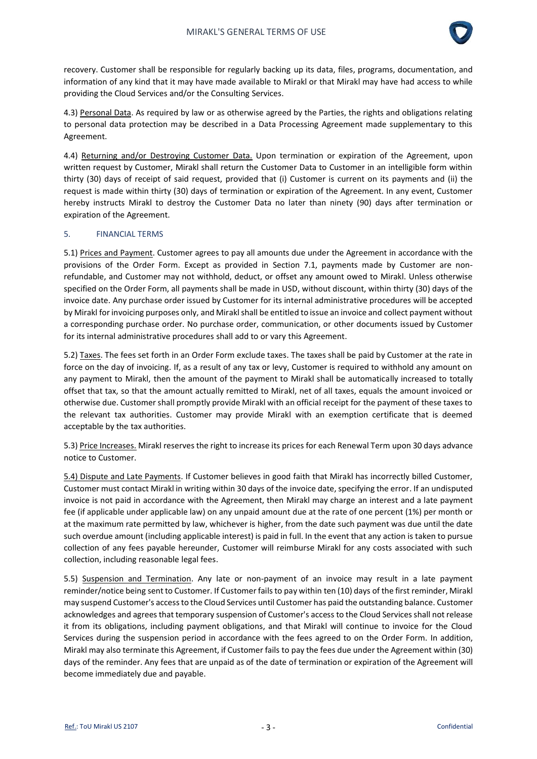recovery. Customer shall be responsible for regularly backing up its data, files, programs, documentation, and information of any kind that it may have made available to Mirakl or that Mirakl may have had access to while providing the Cloud Services and/or the Consulting Services.

4.3) Personal Data. As required by law or as otherwise agreed by the Parties, the rights and obligations relating to personal data protection may be described in a Data Processing Agreement made supplementary to this Agreement.

4.4) Returning and/or Destroying Customer Data. Upon termination or expiration of the Agreement, upon written request by Customer, Mirakl shall return the Customer Data to Customer in an intelligible form within thirty (30) days of receipt of said request, provided that (i) Customer is current on its payments and (ii) the request is made within thirty (30) days of termination or expiration of the Agreement. In any event, Customer hereby instructs Mirakl to destroy the Customer Data no later than ninety (90) days after termination or expiration of the Agreement.

## 5. FINANCIAL TERMS

5.1) Prices and Payment. Customer agrees to pay all amounts due under the Agreement in accordance with the provisions of the Order Form. Except as provided in Section 7.1, payments made by Customer are non-refundable, and Customer may not withhold, deduct, or offset any amount owed to Mirakl. Unless otherwise specified on the Order Form, all payments shall be made in USD, without discount, within thirty (30) days of the invoice date. Any purchase order issued by Customer for its internal administrative procedures will be accepted by Mirakl for invoicing purposes only, and Mirakl shall be entitled to issue an invoice and collect payment without a corresponding purchase order. No purchase order, communication, or other documents issued by Customer for its internal administrative procedures shall add to or vary this Agreement.

5.2) Taxes. The fees set forth in an Order Form exclude taxes. The taxes shall be paid by Customer at the rate in force on the day of invoicing. If, as a result of any tax or levy, Customer is required to withhold any amount on any payment to Mirakl, then the amount of the payment to Mirakl shall be automatically increased to totally offset that tax, so that the amount actually remitted to Mirakl, net of all taxes, equals the amount invoiced or otherwise due. Customer shall promptly provide Mirakl with an official receipt for the payment of these taxes to the relevant tax authorities. Customer may provide Mirakl with an exemption certificate that is deemed acceptable by the tax authorities.

5.3) Price Increases. Mirakl reserves the right to increase its prices for each Renewal Term upon 30 days advance notice to Customer.

5.4) Dispute and Late Payments. If Customer believes in good faith that Mirakl has incorrectly billed Customer, Customer must contact Mirakl in writing within 30 days of the invoice date, specifying the error. If an undisputed invoice is not paid in accordance with the Agreement, then Mirakl may charge an interest and a late payment fee (if applicable under applicable law) on any unpaid amount due at the rate of one percent (1%) per month or at the maximum rate permitted by law, whichever is higher, from the date such payment was due until the date such overdue amount (including applicable interest) is paid in full. In the event that any action is taken to pursue collection of any fees payable hereunder, Customer will reimburse Mirakl for any costs associated with such collection, including reasonable legal fees.

5.5) Suspension and Termination. Any late or non-payment of an invoice may result in a late payment reminder/notice being sent to Customer. If Customer fails to pay within ten (10) days of the first reminder, Mirakl may suspend Customer's access to the Cloud Services until Customer has paid the outstanding balance. Customer acknowledges and agrees that temporary suspension of Customer's access to the Cloud Services shall not release it from its obligations, including payment obligations, and that Mirakl will continue to invoice for the Cloud Services during the suspension period in accordance with the fees agreed to on the Order Form. In addition, Mirakl may also terminate this Agreement, if Customer fails to pay the fees due under the Agreement within (30) days of the reminder. Any fees that are unpaid as of the date of termination or expiration of the Agreement will become immediately due and payable.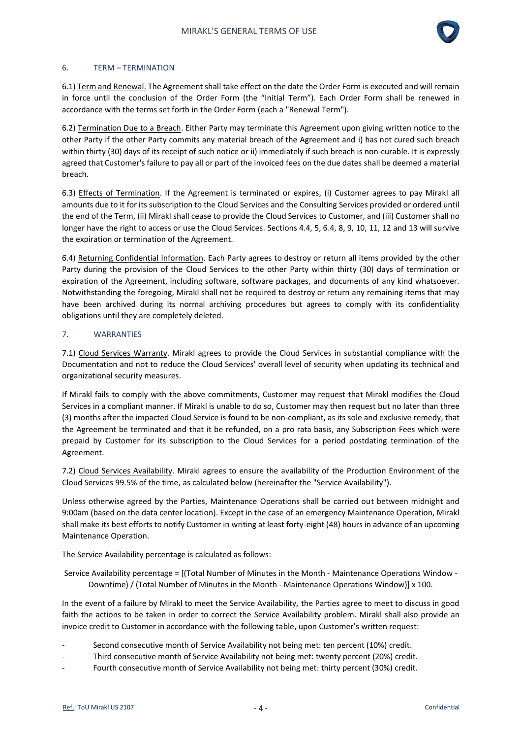## 6. TERM – TERMINATION

6.1) Term and Renewal. The Agreement shall take effect on the date the Order Form is executed and will remain in force until the conclusion of the Order Form (the "Initial Term"). Each Order Form shall be renewed in accordance with the terms set forth in the Order Form (each a "Renewal Term").

6.2) Termination Due to a Breach. Either Party may terminate this Agreement upon giving written notice to the other Party if the other Party commits any material breach of the Agreement and i) has not cured such breach within thirty (30) days of its receipt of such notice or ii) immediately if such breach is non-curable. It is expressly agreed that Customer's failure to pay all or part of the invoiced fees on the due dates shall be deemed a material breach.

6.3) Effects of Termination. If the Agreement is terminated or expires, (i) Customer agrees to pay Mirakl all amounts due to it for its subscription to the Cloud Services and the Consulting Services provided or ordered until the end of the Term, (ii) Mirakl shall cease to provide the Cloud Services to Customer, and (iii) Customer shall no longer have the right to access or use the Cloud Services. Sections 4.4, 5, 6.4, 8, 9, 10, 11, 12 and 13 will survive the expiration or termination of the Agreement.

6.4) Returning Confidential Information. Each Party agrees to destroy or return all items provided by the other Party during the provision of the Cloud Services to the other Party within thirty (30) days of termination or expiration of the Agreement, including software, software packages, and documents of any kind whatsoever. Notwithstanding the foregoing, Mirakl shall not be required to destroy or return any remaining items that may have been archived during its normal archiving procedures but agrees to comply with its confidentiality obligations until they are completely deleted.

## 7. WARRANTIES

7.1) Cloud Services Warranty. Mirakl agrees to provide the Cloud Services in substantial compliance with the Documentation and not to reduce the Cloud Services' overall level of security when updating its technical and organizational security measures.

If Mirakl fails to comply with the above commitments, Customer may request that Mirakl modifies the Cloud Services in a compliant manner. If Mirakl is unable to do so, Customer may then request but no later than three (3) months after the impacted Cloud Service is found to be non-compliant, as its sole and exclusive remedy, that the Agreement be terminated and that it be refunded, on a pro rata basis, any Subscription Fees which were prepaid by Customer for its subscription to the Cloud Services for a period postdating termination of the Agreement.

7.2) Cloud Services Availability. Mirakl agrees to ensure the availability of the Production Environment of the Cloud Services 99.5% of the time, as calculated below (hereinafter the "Service Availability").

Unless otherwise agreed by the Parties, Maintenance Operations shall be carried out between midnight and 9:00am (based on the data center location). Except in the case of an emergency Maintenance Operation, Mirakl shall make its best efforts to notify Customer in writing at least forty-eight (48) hours in advance of an upcoming Maintenance Operation.

The Service Availability percentage is calculated as follows:

Service Availability percentage = [(Total Number of Minutes in the Month - Maintenance Operations Window - Downtime) / (Total Number of Minutes in the Month - Maintenance Operations Window)] x 100.

In the event of a failure by Mirakl to meet the Service Availability, the Parties agree to meet to discuss in good faith the actions to be taken in order to correct the Service Availability problem. Mirakl shall also provide an invoice credit to Customer in accordance with the following table, upon Customer's written request:

- Second consecutive month of Service Availability not being met: ten percent (10%) credit.
- Third consecutive month of Service Availability not being met: twenty percent (20%) credit.
- Fourth consecutive month of Service Availability not being met: thirty percent (30%) credit.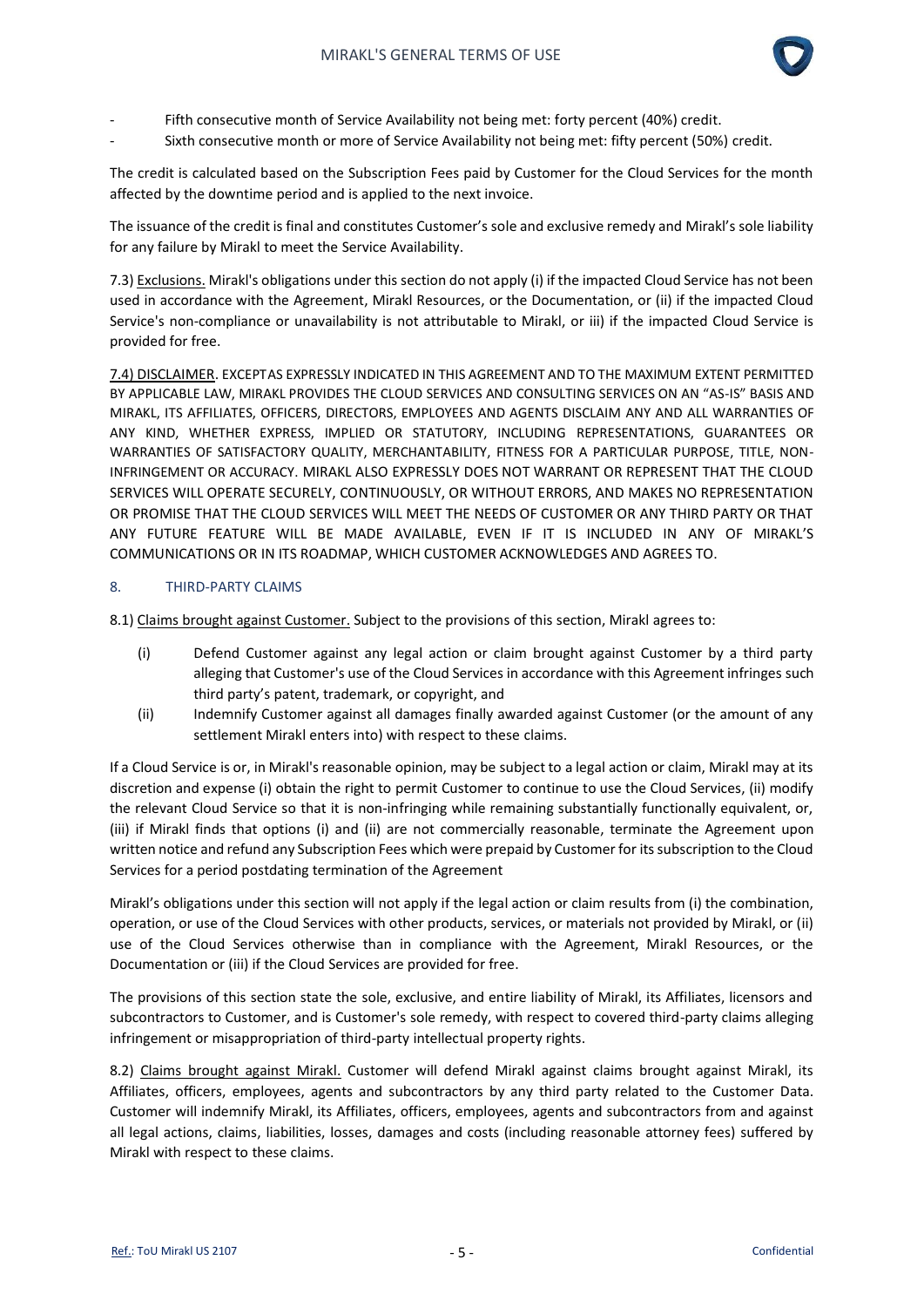- Fifth consecutive month of Service Availability not being met: forty percent (40%) credit.
- Sixth consecutive month or more of Service Availability not being met: fifty percent (50%) credit.

The credit is calculated based on the Subscription Fees paid by Customer for the Cloud Services for the month affected by the downtime period and is applied to the next invoice.

The issuance of the credit is final and constitutes Customer's sole and exclusive remedy and Mirakl's sole liability for any failure by Mirakl to meet the Service Availability.

7.3) Exclusions. Mirakl's obligations under this section do not apply (i) if the impacted Cloud Service has not been used in accordance with the Agreement, Mirakl Resources, or the Documentation, or (ii) if the impacted Cloud Service's non-compliance or unavailability is not attributable to Mirakl, or iii) if the impacted Cloud Service is provided for free.

7.4) DISCLAIMER. EXCEPTAS EXPRESSLY INDICATED IN THIS AGREEMENT AND TO THE MAXIMUM EXTENT PERMITTED BY APPLICABLE LAW, MIRAKL PROVIDES THE CLOUD SERVICES AND CONSULTING SERVICES ON AN "AS-IS" BASIS AND MIRAKL, ITS AFFILIATES, OFFICERS, DIRECTORS, EMPLOYEES AND AGENTS DISCLAIM ANY AND ALL WARRANTIES OF ANY KIND, WHETHER EXPRESS, IMPLIED OR STATUTORY, INCLUDING REPRESENTATIONS, GUARANTEES OR WARRANTIES OF SATISFACTORY QUALITY, MERCHANTABILITY, FITNESS FOR A PARTICULAR PURPOSE, TITLE, NON-INFRINGEMENT OR ACCURACY. MIRAKL ALSO EXPRESSLY DOES NOT WARRANT OR REPRESENT THAT THE CLOUD SERVICES WILL OPERATE SECURELY, CONTINUOUSLY, OR WITHOUT ERRORS, AND MAKES NO REPRESENTATION OR PROMISE THAT THE CLOUD SERVICES WILL MEET THE NEEDS OF CUSTOMER OR ANY THIRD PARTY OR THAT ANY FUTURE FEATURE WILL BE MADE AVAILABLE, EVEN IF IT IS INCLUDED IN ANY OF MIRAKL'S COMMUNICATIONS OR IN ITS ROADMAP, WHICH CUSTOMER ACKNOWLEDGES AND AGREES TO.

## 8. THIRD-PARTY CLAIMS

8.1) Claims brought against Customer. Subject to the provisions of this section, Mirakl agrees to:

(i) Defend Customer against any legal action or claim brought against Customer by a third party alleging that Customer's use of the Cloud Services in accordance with this Agreement infringes such third party's patent, trademark, or copyright, and

(ii) Indemnify Customer against all damages finally awarded against Customer (or the amount of any settlement Mirakl enters into) with respect to these claims.

If a Cloud Service is or, in Mirakl's reasonable opinion, may be subject to a legal action or claim, Mirakl may at its discretion and expense (i) obtain the right to permit Customer to continue to use the Cloud Services, (ii) modify the relevant Cloud Service so that it is non-infringing while remaining substantially functionally equivalent, or, (iii) if Mirakl finds that options (i) and (ii) are not commercially reasonable, terminate the Agreement upon written notice and refund any Subscription Fees which were prepaid by Customer for its subscription to the Cloud Services for a period postdating termination of the Agreement

Mirakl's obligations under this section will not apply if the legal action or claim results from (i) the combination, operation, or use of the Cloud Services with other products, services, or materials not provided by Mirakl, or (ii) use of the Cloud Services otherwise than in compliance with the Agreement, Mirakl Resources, or the Documentation or (iii) if the Cloud Services are provided for free.

The provisions of this section state the sole, exclusive, and entire liability of Mirakl, its Affiliates, licensors and subcontractors to Customer, and is Customer's sole remedy, with respect to covered third-party claims alleging infringement or misappropriation of third-party intellectual property rights.

8.2) Claims brought against Mirakl. Customer will defend Mirakl against claims brought against Mirakl, its Affiliates, officers, employees, agents and subcontractors by any third party related to the Customer Data. Customer will indemnify Mirakl, its Affiliates, officers, employees, agents and subcontractors from and against all legal actions, claims, liabilities, losses, damages and costs (including reasonable attorney fees) suffered by Mirakl with respect to these claims.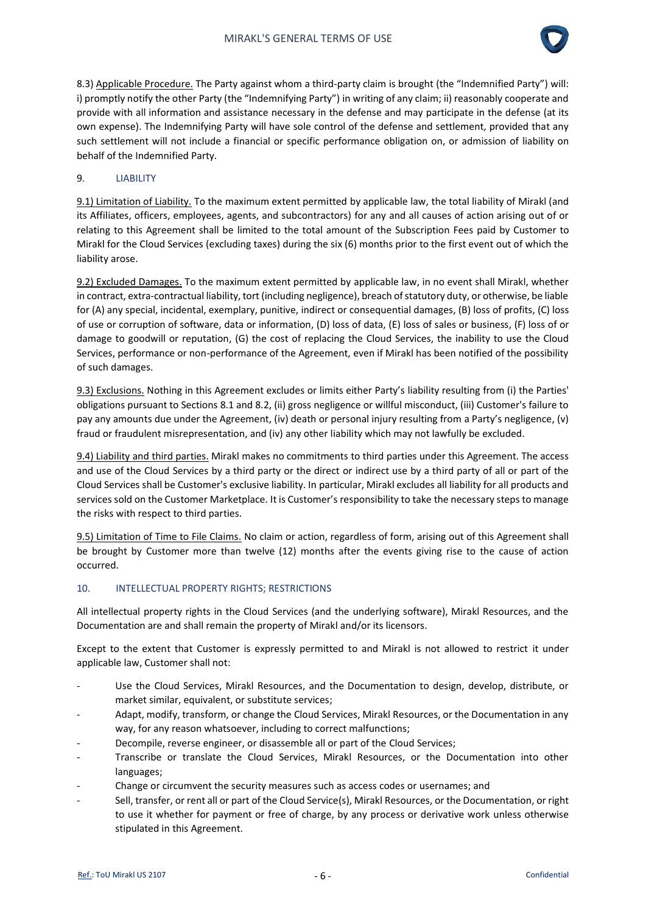8.3) Applicable Procedure. The Party against whom a third-party claim is brought (the "Indemnified Party") will: i) promptly notify the other Party (the "Indemnifying Party") in writing of any claim; ii) reasonably cooperate and provide with all information and assistance necessary in the defense and may participate in the defense (at its own expense). The Indemnifying Party will have sole control of the defense and settlement, provided that any such settlement will not include a financial or specific performance obligation on, or admission of liability on behalf of the Indemnified Party.

## 9. LIABILITY

9.1) Limitation of Liability. To the maximum extent permitted by applicable law, the total liability of Mirakl (and its Affiliates, officers, employees, agents, and subcontractors) for any and all causes of action arising out of or relating to this Agreement shall be limited to the total amount of the Subscription Fees paid by Customer to Mirakl for the Cloud Services (excluding taxes) during the six (6) months prior to the first event out of which the liability arose.

9.2) Excluded Damages. To the maximum extent permitted by applicable law, in no event shall Mirakl, whether in contract, extra-contractual liability, tort (including negligence), breach of statutory duty, or otherwise, be liable for (A) any special, incidental, exemplary, punitive, indirect or consequential damages, (B) loss of profits, (C) loss of use or corruption of software, data or information, (D) loss of data, (E) loss of sales or business, (F) loss of or damage to goodwill or reputation, (G) the cost of replacing the Cloud Services, the inability to use the Cloud Services, performance or non-performance of the Agreement, even if Mirakl has been notified of the possibility of such damages.

9.3) Exclusions. Nothing in this Agreement excludes or limits either Party's liability resulting from (i) the Parties' obligations pursuant to Sections 8.1 and 8.2, (ii) gross negligence or willful misconduct, (iii) Customer's failure to pay any amounts due under the Agreement, (iv) death or personal injury resulting from a Party's negligence, (v) fraud or fraudulent misrepresentation, and (iv) any other liability which may not lawfully be excluded.

9.4) Liability and third parties. Mirakl makes no commitments to third parties under this Agreement. The access and use of the Cloud Services by a third party or the direct or indirect use by a third party of all or part of the Cloud Services shall be Customer's exclusive liability. In particular, Mirakl excludes all liability for all products and services sold on the Customer Marketplace. It is Customer's responsibility to take the necessary steps to manage the risks with respect to third parties.

9.5) Limitation of Time to File Claims. No claim or action, regardless of form, arising out of this Agreement shall be brought by Customer more than twelve (12) months after the events giving rise to the cause of action occurred.

## 10. INTELLECTUAL PROPERTY RIGHTS; RESTRICTIONS

All intellectual property rights in the Cloud Services (and the underlying software), Mirakl Resources, and the Documentation are and shall remain the property of Mirakl and/or its licensors.

Except to the extent that Customer is expressly permitted to and Mirakl is not allowed to restrict it under applicable law, Customer shall not:

- Use the Cloud Services, Mirakl Resources, and the Documentation to design, develop, distribute, or market similar, equivalent, or substitute services;
- Adapt, modify, transform, or change the Cloud Services, Mirakl Resources, or the Documentation in any way, for any reason whatsoever, including to correct malfunctions;
- Decompile, reverse engineer, or disassemble all or part of the Cloud Services;
- Transcribe or translate the Cloud Services, Mirakl Resources, or the Documentation into other languages;
- Change or circumvent the security measures such as access codes or usernames; and
- Sell, transfer, or rent all or part of the Cloud Service(s), Mirakl Resources, or the Documentation, or right to use it whether for payment or free of charge, by any process or derivative work unless otherwise stipulated in this Agreement.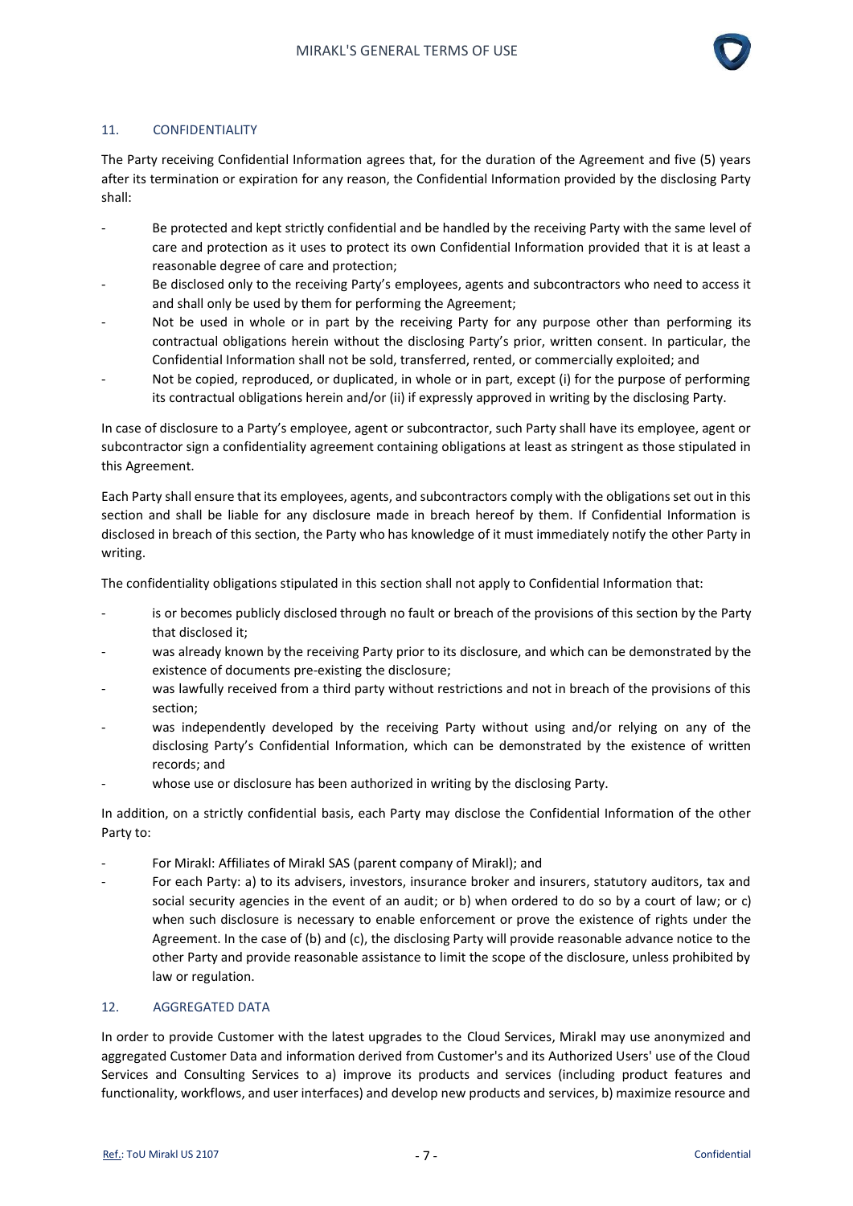## 11. CONFIDENTIALITY

The Party receiving Confidential Information agrees that, for the duration of the Agreement and five (5) years after its termination or expiration for any reason, the Confidential Information provided by the disclosing Party shall:

- Be protected and kept strictly confidential and be handled by the receiving Party with the same level of care and protection as it uses to protect its own Confidential Information provided that it is at least a reasonable degree of care and protection;
- Be disclosed only to the receiving Party's employees, agents and subcontractors who need to access it and shall only be used by them for performing the Agreement;
- Not be used in whole or in part by the receiving Party for any purpose other than performing its contractual obligations herein without the disclosing Party's prior, written consent. In particular, the Confidential Information shall not be sold, transferred, rented, or commercially exploited; and
- Not be copied, reproduced, or duplicated, in whole or in part, except (i) for the purpose of performing its contractual obligations herein and/or (ii) if expressly approved in writing by the disclosing Party.

In case of disclosure to a Party's employee, agent or subcontractor, such Party shall have its employee, agent or subcontractor sign a confidentiality agreement containing obligations at least as stringent as those stipulated in this Agreement.

Each Party shall ensure that its employees, agents, and subcontractors comply with the obligations set out in this section and shall be liable for any disclosure made in breach hereof by them. If Confidential Information is disclosed in breach of this section, the Party who has knowledge of it must immediately notify the other Party in writing.

The confidentiality obligations stipulated in this section shall not apply to Confidential Information that:

- is or becomes publicly disclosed through no fault or breach of the provisions of this section by the Party that disclosed it;
- was already known by the receiving Party prior to its disclosure, and which can be demonstrated by the existence of documents pre-existing the disclosure;
- was lawfully received from a third party without restrictions and not in breach of the provisions of this section;
- was independently developed by the receiving Party without using and/or relying on any of the disclosing Party's Confidential Information, which can be demonstrated by the existence of written records; and
- whose use or disclosure has been authorized in writing by the disclosing Party.

In addition, on a strictly confidential basis, each Party may disclose the Confidential Information of the other Party to:

- For Mirakl: Affiliates of Mirakl SAS (parent company of Mirakl); and
- For each Party: a) to its advisers, investors, insurance broker and insurers, statutory auditors, tax and social security agencies in the event of an audit; or b) when ordered to do so by a court of law; or c) when such disclosure is necessary to enable enforcement or prove the existence of rights under the Agreement. In the case of (b) and (c), the disclosing Party will provide reasonable advance notice to the other Party and provide reasonable assistance to limit the scope of the disclosure, unless prohibited by law or regulation.

## 12. AGGREGATED DATA

In order to provide Customer with the latest upgrades to the Cloud Services, Mirakl may use anonymized and aggregated Customer Data and information derived from Customer's and its Authorized Users' use of the Cloud Services and Consulting Services to a) improve its products and services (including product features and functionality, workflows, and user interfaces) and develop new products and services, b) maximize resource and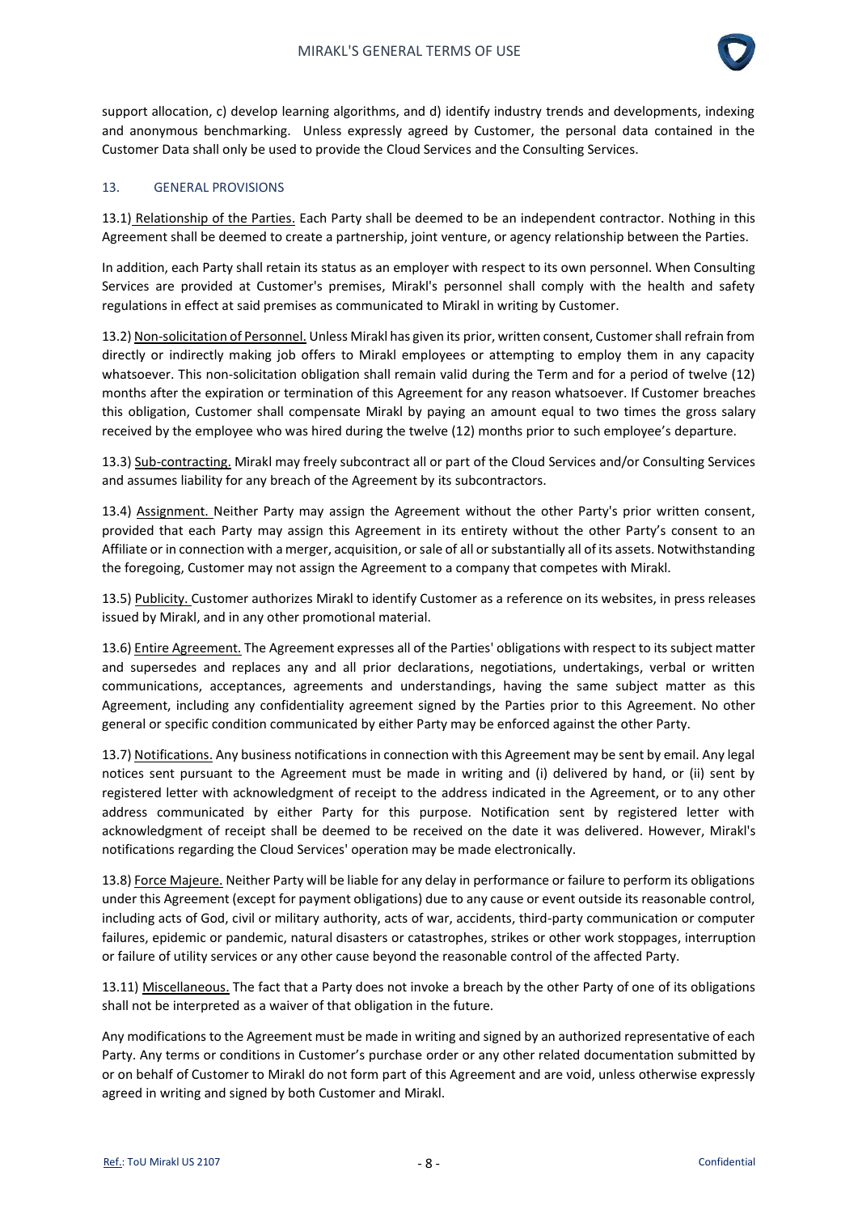support allocation, c) develop learning algorithms, and d) identify industry trends and developments, indexing and anonymous benchmarking. Unless expressly agreed by Customer, the personal data contained in the Customer Data shall only be used to provide the Cloud Services and the Consulting Services.

## 13. GENERAL PROVISIONS

13.1) Relationship of the Parties. Each Party shall be deemed to be an independent contractor. Nothing in this Agreement shall be deemed to create a partnership, joint venture, or agency relationship between the Parties.

In addition, each Party shall retain its status as an employer with respect to its own personnel. When Consulting Services are provided at Customer's premises, Mirakl's personnel shall comply with the health and safety regulations in effect at said premises as communicated to Mirakl in writing by Customer.

13.2) Non-solicitation of Personnel. Unless Mirakl has given its prior, written consent, Customer shall refrain from directly or indirectly making job offers to Mirakl employees or attempting to employ them in any capacity whatsoever. This non-solicitation obligation shall remain valid during the Term and for a period of twelve (12) months after the expiration or termination of this Agreement for any reason whatsoever. If Customer breaches this obligation, Customer shall compensate Mirakl by paying an amount equal to two times the gross salary received by the employee who was hired during the twelve (12) months prior to such employee's departure.

13.3) Sub-contracting. Mirakl may freely subcontract all or part of the Cloud Services and/or Consulting Services and assumes liability for any breach of the Agreement by its subcontractors.

13.4) Assignment. Neither Party may assign the Agreement without the other Party's prior written consent, provided that each Party may assign this Agreement in its entirety without the other Party's consent to an Affiliate or in connection with a merger, acquisition, or sale of all or substantially all of its assets. Notwithstanding the foregoing, Customer may not assign the Agreement to a company that competes with Mirakl.

13.5) Publicity. Customer authorizes Mirakl to identify Customer as a reference on its websites, in press releases issued by Mirakl, and in any other promotional material.

13.6) Entire Agreement. The Agreement expresses all of the Parties' obligations with respect to its subject matter and supersedes and replaces any and all prior declarations, negotiations, undertakings, verbal or written communications, acceptances, agreements and understandings, having the same subject matter as this Agreement, including any confidentiality agreement signed by the Parties prior to this Agreement. No other general or specific condition communicated by either Party may be enforced against the other Party.

13.7) Notifications. Any business notifications in connection with this Agreement may be sent by email. Any legal notices sent pursuant to the Agreement must be made in writing and (i) delivered by hand, or (ii) sent by registered letter with acknowledgment of receipt to the address indicated in the Agreement, or to any other address communicated by either Party for this purpose. Notification sent by registered letter with acknowledgment of receipt shall be deemed to be received on the date it was delivered. However, Mirakl's notifications regarding the Cloud Services' operation may be made electronically.

13.8) Force Majeure. Neither Party will be liable for any delay in performance or failure to perform its obligations under this Agreement (except for payment obligations) due to any cause or event outside its reasonable control, including acts of God, civil or military authority, acts of war, accidents, third-party communication or computer failures, epidemic or pandemic, natural disasters or catastrophes, strikes or other work stoppages, interruption or failure of utility services or any other cause beyond the reasonable control of the affected Party.

13.11) Miscellaneous. The fact that a Party does not invoke a breach by the other Party of one of its obligations shall not be interpreted as a waiver of that obligation in the future.

Any modifications to the Agreement must be made in writing and signed by an authorized representative of each Party. Any terms or conditions in Customer's purchase order or any other related documentation submitted by or on behalf of Customer to Mirakl do not form part of this Agreement and are void, unless otherwise expressly agreed in writing and signed by both Customer and Mirakl.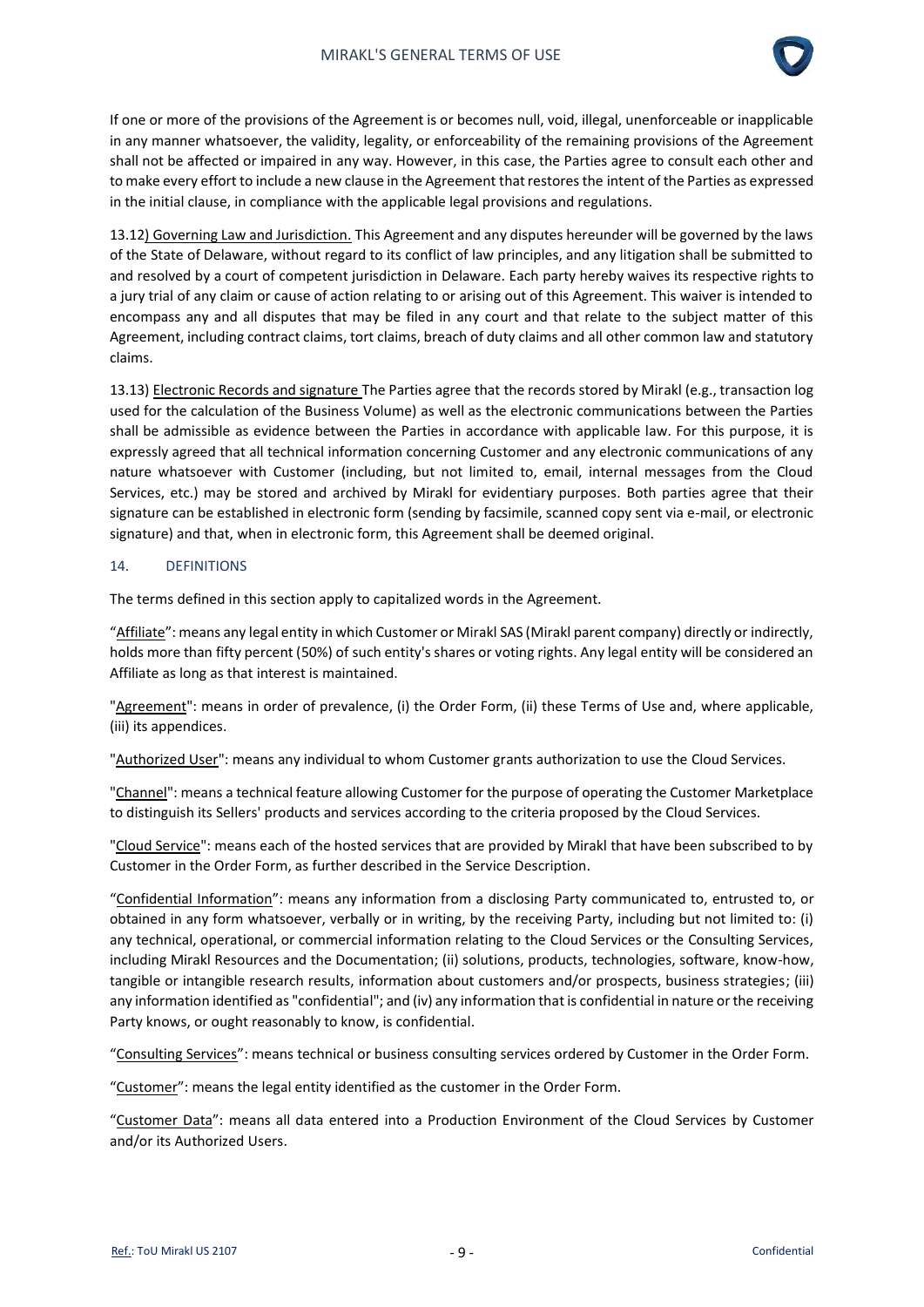If one or more of the provisions of the Agreement is or becomes null, void, illegal, unenforceable or inapplicable in any manner whatsoever, the validity, legality, or enforceability of the remaining provisions of the Agreement shall not be affected or impaired in any way. However, in this case, the Parties agree to consult each other and to make every effort to include a new clause in the Agreement that restores the intent of the Parties as expressed in the initial clause, in compliance with the applicable legal provisions and regulations.

13.12) Governing Law and Jurisdiction. This Agreement and any disputes hereunder will be governed by the laws of the State of Delaware, without regard to its conflict of law principles, and any litigation shall be submitted to and resolved by a court of competent jurisdiction in Delaware. Each party hereby waives its respective rights to a jury trial of any claim or cause of action relating to or arising out of this Agreement. This waiver is intended to encompass any and all disputes that may be filed in any court and that relate to the subject matter of this Agreement, including contract claims, tort claims, breach of duty claims and all other common law and statutory claims.

13.13) Electronic Records and signature The Parties agree that the records stored by Mirakl (e.g., transaction log used for the calculation of the Business Volume) as well as the electronic communications between the Parties shall be admissible as evidence between the Parties in accordance with applicable law. For this purpose, it is expressly agreed that all technical information concerning Customer and any electronic communications of any nature whatsoever with Customer (including, but not limited to, email, internal messages from the Cloud Services, etc.) may be stored and archived by Mirakl for evidentiary purposes. Both parties agree that their signature can be established in electronic form (sending by facsimile, scanned copy sent via e-mail, or electronic signature) and that, when in electronic form, this Agreement shall be deemed original.

## 14. DEFINITIONS

The terms defined in this section apply to capitalized words in the Agreement.

"Affiliate": means any legal entity in which Customer or Mirakl SAS (Mirakl parent company) directly or indirectly, holds more than fifty percent (50%) of such entity's shares or voting rights. Any legal entity will be considered an Affiliate as long as that interest is maintained.

"Agreement": means in order of prevalence, (i) the Order Form, (ii) these Terms of Use and, where applicable, (iii) its appendices.

"Authorized User": means any individual to whom Customer grants authorization to use the Cloud Services.

"Channel": means a technical feature allowing Customer for the purpose of operating the Customer Marketplace to distinguish its Sellers' products and services according to the criteria proposed by the Cloud Services.

"Cloud Service": means each of the hosted services that are provided by Mirakl that have been subscribed to by Customer in the Order Form, as further described in the Service Description.

"Confidential Information": means any information from a disclosing Party communicated to, entrusted to, or obtained in any form whatsoever, verbally or in writing, by the receiving Party, including but not limited to: (i) any technical, operational, or commercial information relating to the Cloud Services or the Consulting Services, including Mirakl Resources and the Documentation; (ii) solutions, products, technologies, software, know-how, tangible or intangible research results, information about customers and/or prospects, business strategies; (iii) any information identified as "confidential"; and (iv) any information that is confidential in nature or the receiving Party knows, or ought reasonably to know, is confidential.

"Consulting Services": means technical or business consulting services ordered by Customer in the Order Form.

"Customer": means the legal entity identified as the customer in the Order Form.

"Customer Data": means all data entered into a Production Environment of the Cloud Services by Customer and/or its Authorized Users.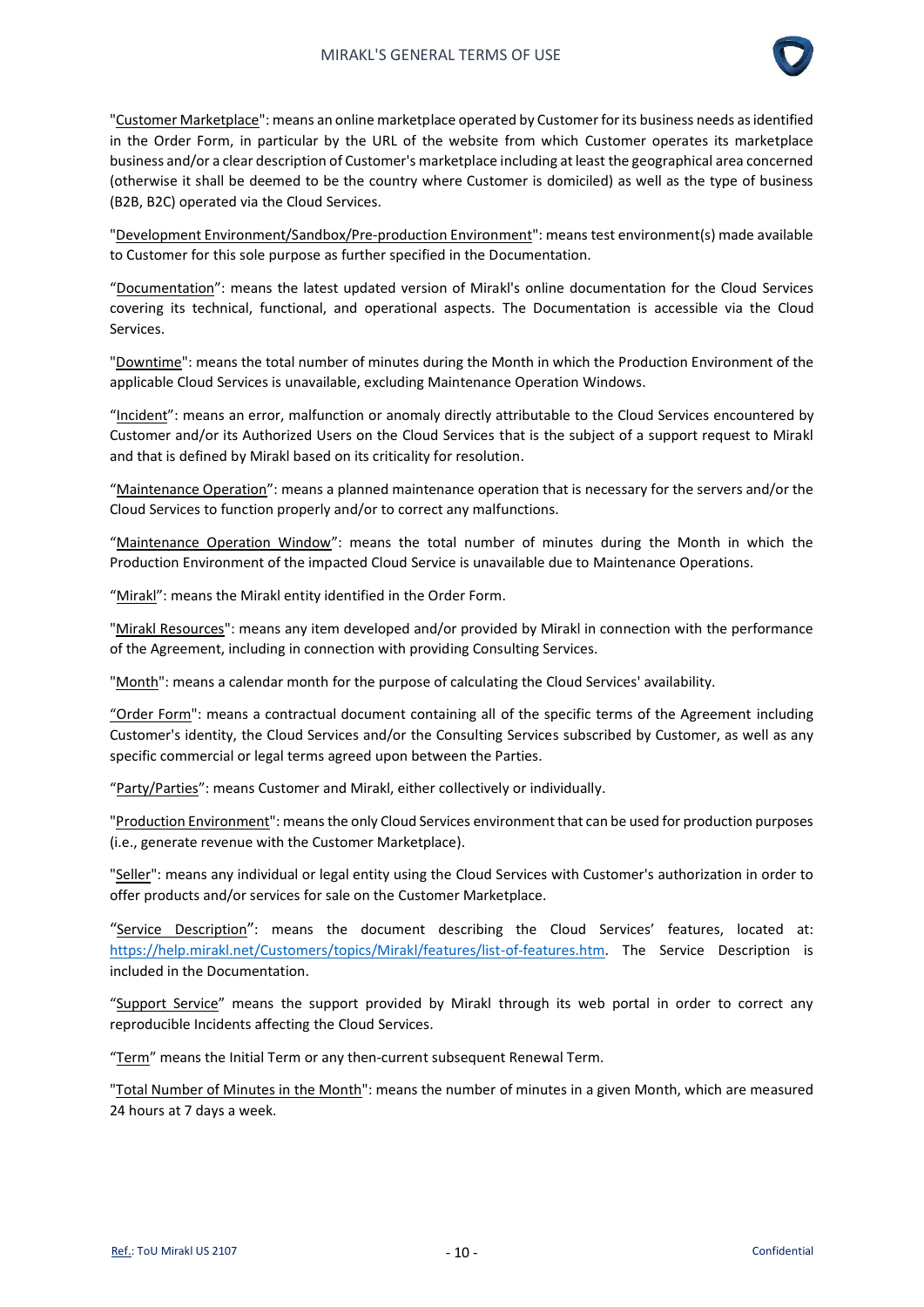"Customer Marketplace": means an online marketplace operated by Customer for its business needs as identified in the Order Form, in particular by the URL of the website from which Customer operates its marketplace business and/or a clear description of Customer's marketplace including at least the geographical area concerned (otherwise it shall be deemed to be the country where Customer is domiciled) as well as the type of business (B2B, B2C) operated via the Cloud Services.

"Development Environment/Sandbox/Pre-production Environment": means test environment(s) made available to Customer for this sole purpose as further specified in the Documentation.

"Documentation": means the latest updated version of Mirakl's online documentation for the Cloud Services covering its technical, functional, and operational aspects. The Documentation is accessible via the Cloud Services.

"Downtime": means the total number of minutes during the Month in which the Production Environment of the applicable Cloud Services is unavailable, excluding Maintenance Operation Windows.

"Incident": means an error, malfunction or anomaly directly attributable to the Cloud Services encountered by Customer and/or its Authorized Users on the Cloud Services that is the subject of a support request to Mirakl and that is defined by Mirakl based on its criticality for resolution.

"Maintenance Operation": means a planned maintenance operation that is necessary for the servers and/or the Cloud Services to function properly and/or to correct any malfunctions.

"Maintenance Operation Window": means the total number of minutes during the Month in which the Production Environment of the impacted Cloud Service is unavailable due to Maintenance Operations.

"Mirakl": means the Mirakl entity identified in the Order Form.

"Mirakl Resources": means any item developed and/or provided by Mirakl in connection with the performance of the Agreement, including in connection with providing Consulting Services.

"Month": means a calendar month for the purpose of calculating the Cloud Services' availability.

"Order Form": means a contractual document containing all of the specific terms of the Agreement including Customer's identity, the Cloud Services and/or the Consulting Services subscribed by Customer, as well as any specific commercial or legal terms agreed upon between the Parties.

"Party/Parties": means Customer and Mirakl, either collectively or individually.

"Production Environment": means the only Cloud Services environment that can be used for production purposes (i.e., generate revenue with the Customer Marketplace).

"Seller": means any individual or legal entity using the Cloud Services with Customer's authorization in order to offer products and/or services for sale on the Customer Marketplace.

"Service Description": means the document describing the Cloud Services' features, located at: https://help.mirakl.net/Customers/topics/Mirakl/features/list-of-features.htm. The Service Description is included in the Documentation.

"Support Service" means the support provided by Mirakl through its web portal in order to correct any reproducible Incidents affecting the Cloud Services.

"Term" means the Initial Term or any then-current subsequent Renewal Term.

"Total Number of Minutes in the Month": means the number of minutes in a given Month, which are measured 24 hours at 7 days a week.